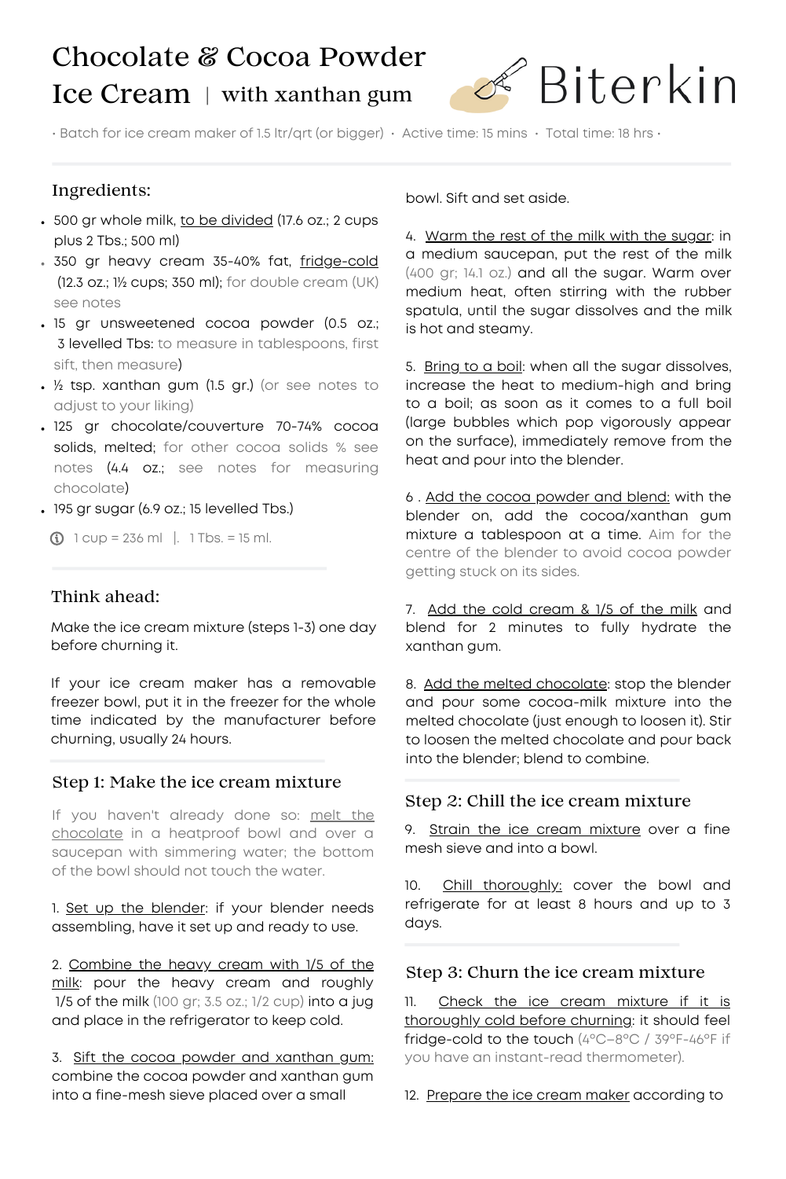# Chocolate & Cocoa Powder Ice Cream | with xanthan gum

Biterkin

• Batch for ice cream maker of 1.5 ltr/qrt (or bigger) • Active time: 15 mins • Total time: 18 hrs •

## Ingredients:

- 500 gr whole milk, to be divided (17.6 oz.; 2 cups plus 2 Tbs.; 500 ml)
- 350 gr heavy cream 35-40% fat, fridge-cold (12.3 oz.; 1½ cups; 350 ml); for double cream (UK) see notes
- 15 gr unsweetened cocoa powder (0.5 oz.; 3 levelled Tbs: to measure in tablespoons, first sift, then measure)
- ½ tsp. xanthan gum (1.5 gr.) (or see notes to adjust to your liking)
- 125 gr chocolate/couverture 70-74% cocoa solids, melted; for other cocoa solids % see notes (4.4 oz.; see notes for measuring chocolate)
- 195 gr sugar (6.9 oz.; 15 levelled Tbs.)

ⓘ 1 cup = 236 ml | 1 Tbs. = 15 ml.

## Think ahead:

Make the ice cream mixture (steps 1-3) one day before churning it.

If your ice cream maker has a removable freezer bowl, put it in the freezer for the whole time indicated by the manufacturer before churning, usually 24 hours.

## Step 1: Make the ice cream mixture

If you haven't already done so: melt the chocolate in a heatproof bowl and over a saucepan with simmering water; the bottom of the bowl should not touch the water.

1. Set up the blender: if your blender needs assembling, have it set up and ready to use.

2. Combine the heavy cream with 1/5 of the milk: pour the heavy cream and roughly 1/5 of the milk (100 gr; 3.5 oz.; 1/2 cup) into a jug and place in the refrigerator to keep cold.

3. Sift the cocoa powder and xanthan gum: combine the cocoa powder and xanthan gum into a fine-mesh sieve placed over a small bowl. Sift and set aside.

4. Warm the rest of the milk with the sugar: in a medium saucepan, put the rest of the milk (400 gr; 14.1 oz.) and all the sugar. Warm over medium heat, often stirring with the rubber spatula, until the sugar dissolves and the milk is hot and steamy.

5. Bring to a boil: when all the sugar dissolves, increase the heat to medium-high and bring to a boil; as soon as it comes to a full boil (large bubbles which pop vigorously appear on the surface), immediately remove from the heat and pour into the blender.

6. Add the cocoa powder and blend: with the blender on, add the cocoa/xanthan gum mixture a tablespoon at a time. Aim for the centre of the blender to avoid cocoa powder getting stuck on its sides.

7. Add the cold cream & 1/5 of the milk and blend for 2 minutes to fully hydrate the xanthan gum.

8. Add the melted chocolate: stop the blender and pour some cocoa-milk mixture into the melted chocolate (just enough to loosen it). Stir to loosen the melted chocolate and pour back into the blender; blend to combine.

## Step 2: Chill the ice cream mixture

9. Strain the ice cream mixture over a fine mesh sieve and into a bowl.

10. Chill thoroughly: cover the bowl and refrigerate for at least 8 hours and up to 3 days.

## Step 3: Churn the ice cream mixture

11. Check the ice cream mixture if it is thoroughly cold before churning: it should feel fridge-cold to the touch (4°C–8°C / 39°F-46°F if you have an instant-read thermometer).

12. Prepare the ice cream maker according to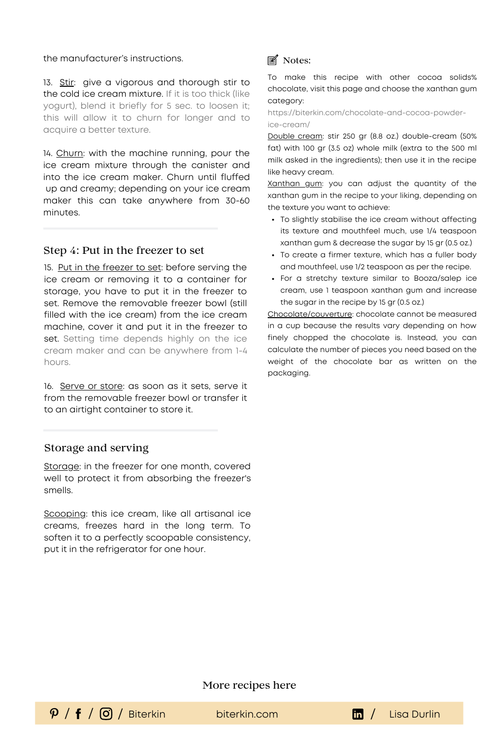the manufacturer's instructions.

13. Stir: give a vigorous and thorough stir to the cold ice cream mixture. If it is too thick (like yogurt), blend it briefly for 5 sec. to loosen it; this will allow it to churn for longer and to acquire a better texture.

14. Churn: with the machine running, pour the ice cream mixture through the canister and into the ice cream maker. Churn until fluffed up and creamy; depending on your ice cream maker this can take anywhere from 30-60 minutes.

## Step 4: Put in the freezer to set

15. Put in the freezer to set: before serving the ice cream or removing it to a container for storage, you have to put it in the freezer to set. Remove the removable freezer bowl (still filled with the ice cream) from the ice cream machine, cover it and put it in the freezer to set. Setting time depends highly on the ice cream maker and can be anywhere from 1-4 hours.

16. Serve or store: as soon as it sets, serve it from the removable freezer bowl or transfer it to an airtight container to store it.

## Storage and serving

Storage: in the freezer for one month, covered well to protect it from absorbing the freezer's smells.

Scooping: this ice cream, like all artisanal ice creams, freezes hard in the long term. To soften it to a perfectly scoopable consistency, put it in the refrigerator for one hour.

## Notes:

To make this recipe with other cocoa solids% chocolate, visit this page and choose the xanthan gum category:
https://biterkin.com/chocolate-and-cocoa-powder-ice-cream/

Double cream: stir 250 gr (8.8 oz.) double-cream (50% fat) with 100 gr (3.5 oz) whole milk (extra to the 500 ml milk asked in the ingredients); then use it in the recipe like heavy cream.

Xanthan gum: you can adjust the quantity of the xanthan gum in the recipe to your liking, depending on the texture you want to achieve:

- To slightly stabilise the ice cream without affecting its texture and mouthfeel much, use 1/4 teaspoon xanthan gum & decrease the sugar by 15 gr (0.5 oz.)
- To create a firmer texture, which has a fuller body and mouthfeel, use 1/2 teaspoon as per the recipe.
- For a stretchy texture similar to Booza/salep ice cream, use 1 teaspoon xanthan gum and increase the sugar in the recipe by 15 gr (0.5 oz.)

Chocolate/couverture: chocolate cannot be measured in a cup because the results vary depending on how finely chopped the chocolate is. Instead, you can calculate the number of pieces you need based on the weight of the chocolate bar as written on the packaging.

More recipes here

/ / / Biterkin    biterkin.com    / Lisa Durlin